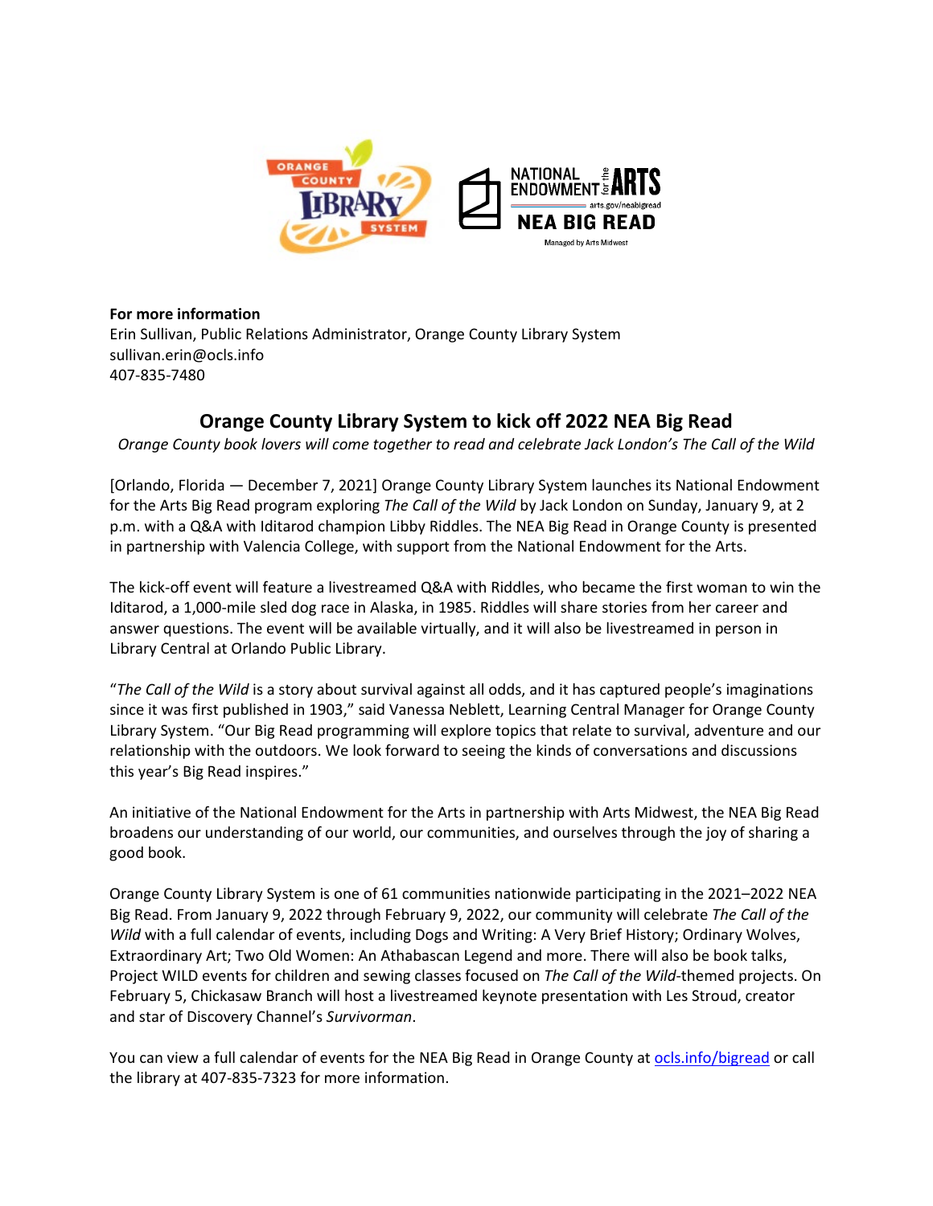**For more information**
Erin Sullivan, Public Relations Administrator, Orange County Library System
sullivan.erin@ocls.info
407-835-7480

# Orange County Library System to kick off 2022 NEA Big Read

*Orange County book lovers will come together to read and celebrate Jack London's The Call of the Wild*

[Orlando, Florida — December 7, 2021] Orange County Library System launches its National Endowment for the Arts Big Read program exploring *The Call of the Wild* by Jack London on Sunday, January 9, at 2 p.m. with a Q&A with Iditarod champion Libby Riddles. The NEA Big Read in Orange County is presented in partnership with Valencia College, with support from the National Endowment for the Arts.

The kick-off event will feature a livestreamed Q&A with Riddles, who became the first woman to win the Iditarod, a 1,000-mile sled dog race in Alaska, in 1985. Riddles will share stories from her career and answer questions. The event will be available virtually, and it will also be livestreamed in person in Library Central at Orlando Public Library.

"*The Call of the Wild* is a story about survival against all odds, and it has captured people's imaginations since it was first published in 1903," said Vanessa Neblett, Learning Central Manager for Orange County Library System. "Our Big Read programming will explore topics that relate to survival, adventure and our relationship with the outdoors. We look forward to seeing the kinds of conversations and discussions this year's Big Read inspires."

An initiative of the National Endowment for the Arts in partnership with Arts Midwest, the NEA Big Read broadens our understanding of our world, our communities, and ourselves through the joy of sharing a good book.

Orange County Library System is one of 61 communities nationwide participating in the 2021–2022 NEA Big Read. From January 9, 2022 through February 9, 2022, our community will celebrate *The Call of the Wild* with a full calendar of events, including Dogs and Writing: A Very Brief History; Ordinary Wolves, Extraordinary Art; Two Old Women: An Athabascan Legend and more. There will also be book talks, Project WILD events for children and sewing classes focused on *The Call of the Wild*-themed projects. On February 5, Chickasaw Branch will host a livestreamed keynote presentation with Les Stroud, creator and star of Discovery Channel's *Survivorman*.

You can view a full calendar of events for the NEA Big Read in Orange County at [ocls.info/bigread](ocls.info/bigread) or call the library at 407-835-7323 for more information.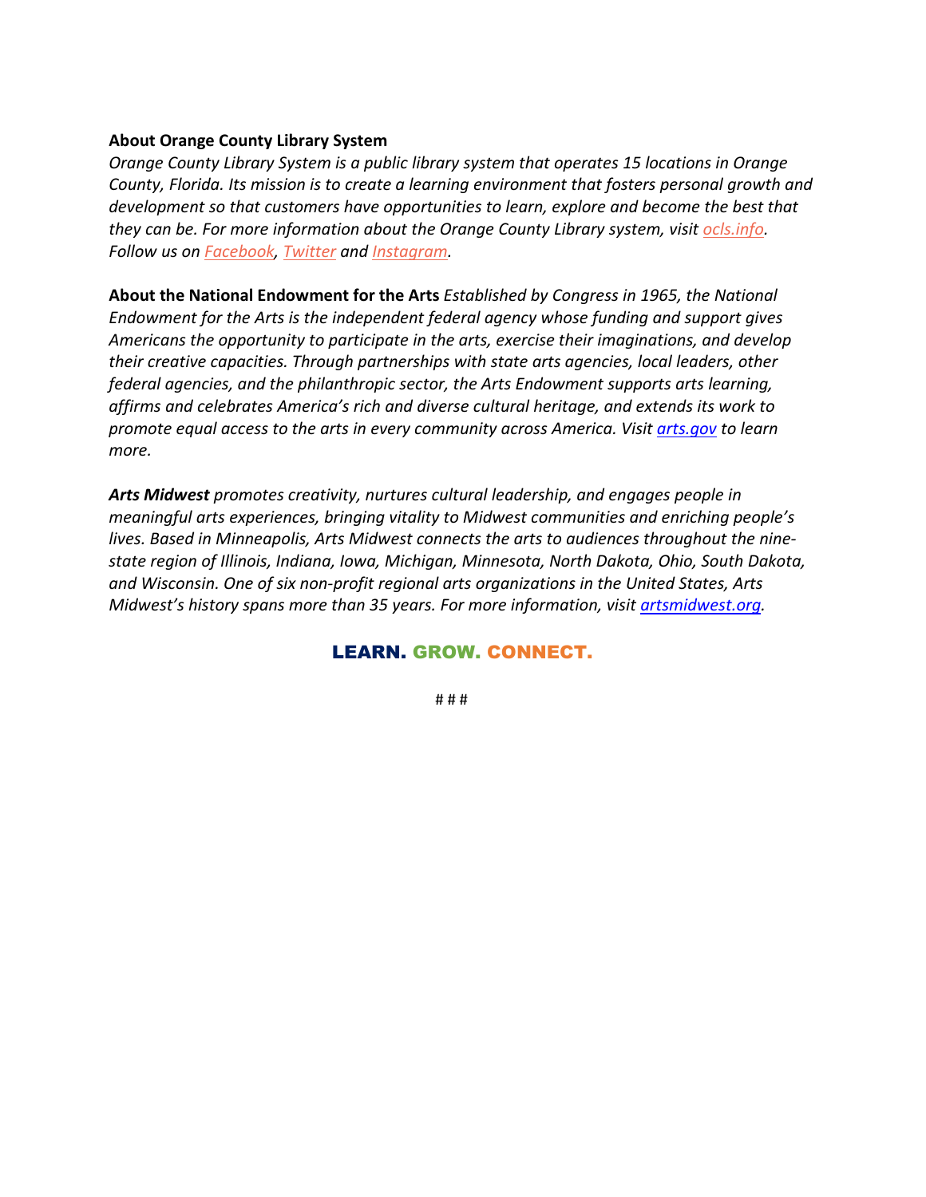**About Orange County Library System**
*Orange County Library System is a public library system that operates 15 locations in Orange County, Florida. Its mission is to create a learning environment that fosters personal growth and development so that customers have opportunities to learn, explore and become the best that they can be. For more information about the Orange County Library system, visit ocls.info. Follow us on Facebook, Twitter and Instagram.*

**About the National Endowment for the Arts** *Established by Congress in 1965, the National Endowment for the Arts is the independent federal agency whose funding and support gives Americans the opportunity to participate in the arts, exercise their imaginations, and develop their creative capacities. Through partnerships with state arts agencies, local leaders, other federal agencies, and the philanthropic sector, the Arts Endowment supports arts learning, affirms and celebrates America's rich and diverse cultural heritage, and extends its work to promote equal access to the arts in every community across America. Visit arts.gov to learn more.*

***Arts Midwest*** *promotes creativity, nurtures cultural leadership, and engages people in meaningful arts experiences, bringing vitality to Midwest communities and enriching people's lives. Based in Minneapolis, Arts Midwest connects the arts to audiences throughout the nine-state region of Illinois, Indiana, Iowa, Michigan, Minnesota, North Dakota, Ohio, South Dakota, and Wisconsin. One of six non-profit regional arts organizations in the United States, Arts Midwest's history spans more than 35 years. For more information, visit artsmidwest.org.*

**LEARN. GROW. CONNECT.**

# # #